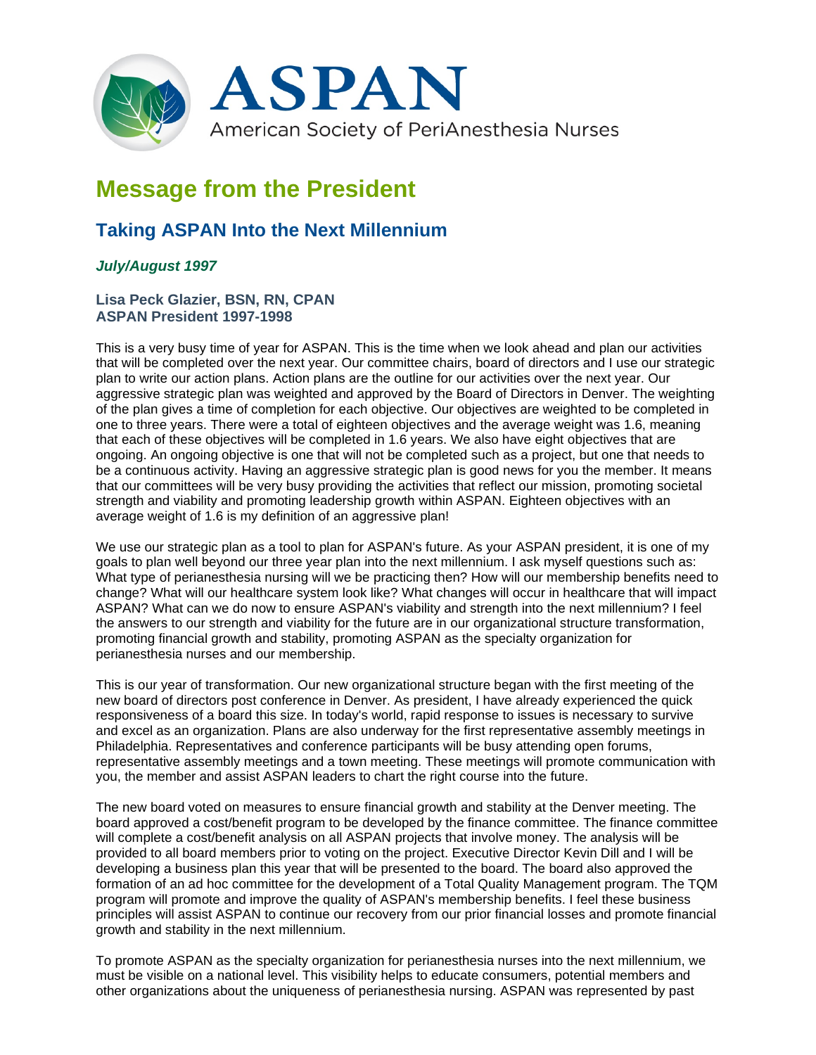# ASPAN

American Society of PeriAnesthesia Nurses

## Message from the President

### Taking ASPAN Into the Next Millennium

***July/August 1997***

**Lisa Peck Glazier, BSN, RN, CPAN**
**ASPAN President 1997-1998**

This is a very busy time of year for ASPAN. This is the time when we look ahead and plan our activities that will be completed over the next year. Our committee chairs, board of directors and I use our strategic plan to write our action plans. Action plans are the outline for our activities over the next year. Our aggressive strategic plan was weighted and approved by the Board of Directors in Denver. The weighting of the plan gives a time of completion for each objective. Our objectives are weighted to be completed in one to three years. There were a total of eighteen objectives and the average weight was 1.6, meaning that each of these objectives will be completed in 1.6 years. We also have eight objectives that are ongoing. An ongoing objective is one that will not be completed such as a project, but one that needs to be a continuous activity. Having an aggressive strategic plan is good news for you the member. It means that our committees will be very busy providing the activities that reflect our mission, promoting societal strength and viability and promoting leadership growth within ASPAN. Eighteen objectives with an average weight of 1.6 is my definition of an aggressive plan!

We use our strategic plan as a tool to plan for ASPAN's future. As your ASPAN president, it is one of my goals to plan well beyond our three year plan into the next millennium. I ask myself questions such as: What type of perianesthesia nursing will we be practicing then? How will our membership benefits need to change? What will our healthcare system look like? What changes will occur in healthcare that will impact ASPAN? What can we do now to ensure ASPAN's viability and strength into the next millennium? I feel the answers to our strength and viability for the future are in our organizational structure transformation, promoting financial growth and stability, promoting ASPAN as the specialty organization for perianesthesia nurses and our membership.

This is our year of transformation. Our new organizational structure began with the first meeting of the new board of directors post conference in Denver. As president, I have already experienced the quick responsiveness of a board this size. In today's world, rapid response to issues is necessary to survive and excel as an organization. Plans are also underway for the first representative assembly meetings in Philadelphia. Representatives and conference participants will be busy attending open forums, representative assembly meetings and a town meeting. These meetings will promote communication with you, the member and assist ASPAN leaders to chart the right course into the future.

The new board voted on measures to ensure financial growth and stability at the Denver meeting. The board approved a cost/benefit program to be developed by the finance committee. The finance committee will complete a cost/benefit analysis on all ASPAN projects that involve money. The analysis will be provided to all board members prior to voting on the project. Executive Director Kevin Dill and I will be developing a business plan this year that will be presented to the board. The board also approved the formation of an ad hoc committee for the development of a Total Quality Management program. The TQM program will promote and improve the quality of ASPAN's membership benefits. I feel these business principles will assist ASPAN to continue our recovery from our prior financial losses and promote financial growth and stability in the next millennium.

To promote ASPAN as the specialty organization for perianesthesia nurses into the next millennium, we must be visible on a national level. This visibility helps to educate consumers, potential members and other organizations about the uniqueness of perianesthesia nursing. ASPAN was represented by past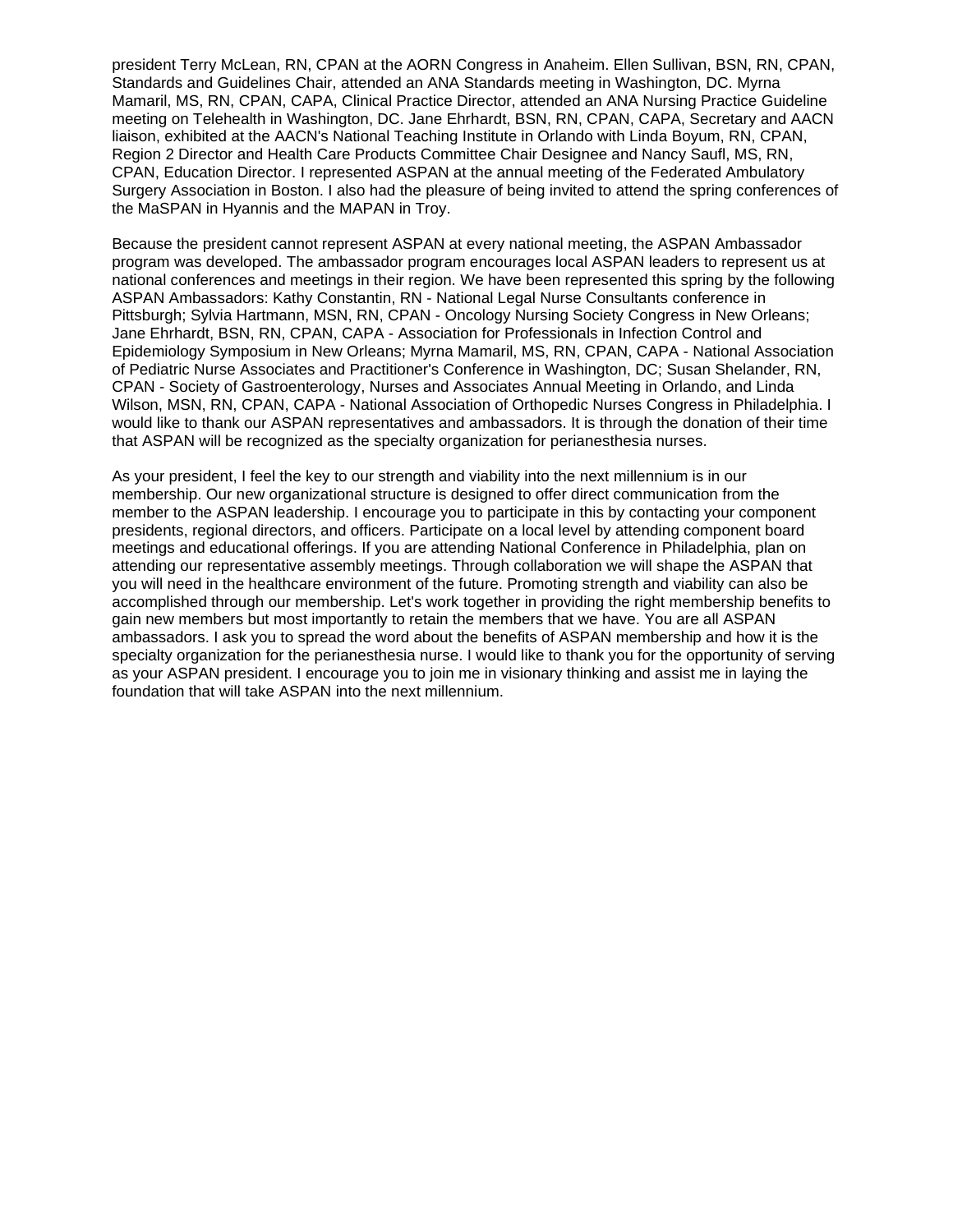president Terry McLean, RN, CPAN at the AORN Congress in Anaheim. Ellen Sullivan, BSN, RN, CPAN, Standards and Guidelines Chair, attended an ANA Standards meeting in Washington, DC. Myrna Mamaril, MS, RN, CPAN, CAPA, Clinical Practice Director, attended an ANA Nursing Practice Guideline meeting on Telehealth in Washington, DC. Jane Ehrhardt, BSN, RN, CPAN, CAPA, Secretary and AACN liaison, exhibited at the AACN's National Teaching Institute in Orlando with Linda Boyum, RN, CPAN, Region 2 Director and Health Care Products Committee Chair Designee and Nancy Saufl, MS, RN, CPAN, Education Director. I represented ASPAN at the annual meeting of the Federated Ambulatory Surgery Association in Boston. I also had the pleasure of being invited to attend the spring conferences of the MaSPAN in Hyannis and the MAPAN in Troy.

Because the president cannot represent ASPAN at every national meeting, the ASPAN Ambassador program was developed. The ambassador program encourages local ASPAN leaders to represent us at national conferences and meetings in their region. We have been represented this spring by the following ASPAN Ambassadors: Kathy Constantin, RN - National Legal Nurse Consultants conference in Pittsburgh; Sylvia Hartmann, MSN, RN, CPAN - Oncology Nursing Society Congress in New Orleans; Jane Ehrhardt, BSN, RN, CPAN, CAPA - Association for Professionals in Infection Control and Epidemiology Symposium in New Orleans; Myrna Mamaril, MS, RN, CPAN, CAPA - National Association of Pediatric Nurse Associates and Practitioner's Conference in Washington, DC; Susan Shelander, RN, CPAN - Society of Gastroenterology, Nurses and Associates Annual Meeting in Orlando, and Linda Wilson, MSN, RN, CPAN, CAPA - National Association of Orthopedic Nurses Congress in Philadelphia. I would like to thank our ASPAN representatives and ambassadors. It is through the donation of their time that ASPAN will be recognized as the specialty organization for perianesthesia nurses.

As your president, I feel the key to our strength and viability into the next millennium is in our membership. Our new organizational structure is designed to offer direct communication from the member to the ASPAN leadership. I encourage you to participate in this by contacting your component presidents, regional directors, and officers. Participate on a local level by attending component board meetings and educational offerings. If you are attending National Conference in Philadelphia, plan on attending our representative assembly meetings. Through collaboration we will shape the ASPAN that you will need in the healthcare environment of the future. Promoting strength and viability can also be accomplished through our membership. Let's work together in providing the right membership benefits to gain new members but most importantly to retain the members that we have. You are all ASPAN ambassadors. I ask you to spread the word about the benefits of ASPAN membership and how it is the specialty organization for the perianesthesia nurse. I would like to thank you for the opportunity of serving as your ASPAN president. I encourage you to join me in visionary thinking and assist me in laying the foundation that will take ASPAN into the next millennium.